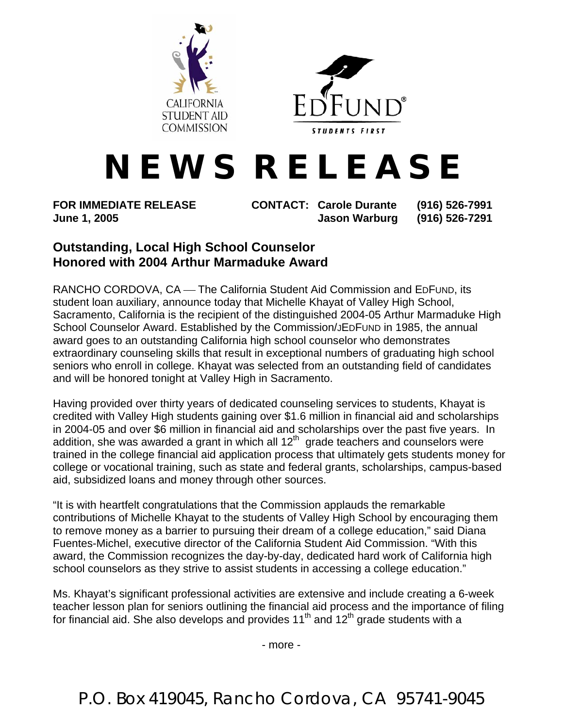CALIFORNIA STUDENT AID COMMISSION

EDFUND®
STUDENTS FIRST

# NEWS RELEASE

**FOR IMMEDIATE RELEASE** **CONTACT: Carole Durante (916) 526-7991**
**June 1, 2005** **Jason Warburg (916) 526-7291**

## Outstanding, Local High School Counselor Honored with 2004 Arthur Marmaduke Award

RANCHO CORDOVA, CA — The California Student Aid Commission and EDFUND, its student loan auxiliary, announce today that Michelle Khayat of Valley High School, Sacramento, California is the recipient of the distinguished 2004-05 Arthur Marmaduke High School Counselor Award. Established by the Commission/JEDFUND in 1985, the annual award goes to an outstanding California high school counselor who demonstrates extraordinary counseling skills that result in exceptional numbers of graduating high school seniors who enroll in college. Khayat was selected from an outstanding field of candidates and will be honored tonight at Valley High in Sacramento.

Having provided over thirty years of dedicated counseling services to students, Khayat is credited with Valley High students gaining over $1.6 million in financial aid and scholarships in 2004-05 and over $6 million in financial aid and scholarships over the past five years. In addition, she was awarded a grant in which all 12th grade teachers and counselors were trained in the college financial aid application process that ultimately gets students money for college or vocational training, such as state and federal grants, scholarships, campus-based aid, subsidized loans and money through other sources.

"It is with heartfelt congratulations that the Commission applauds the remarkable contributions of Michelle Khayat to the students of Valley High School by encouraging them to remove money as a barrier to pursuing their dream of a college education," said Diana Fuentes-Michel, executive director of the California Student Aid Commission. "With this award, the Commission recognizes the day-by-day, dedicated hard work of California high school counselors as they strive to assist students in accessing a college education."

Ms. Khayat's significant professional activities are extensive and include creating a 6-week teacher lesson plan for seniors outlining the financial aid process and the importance of filing for financial aid. She also develops and provides 11th and 12th grade students with a

- more -

P.O. Box 419045, Rancho Cordova, CA 95741-9045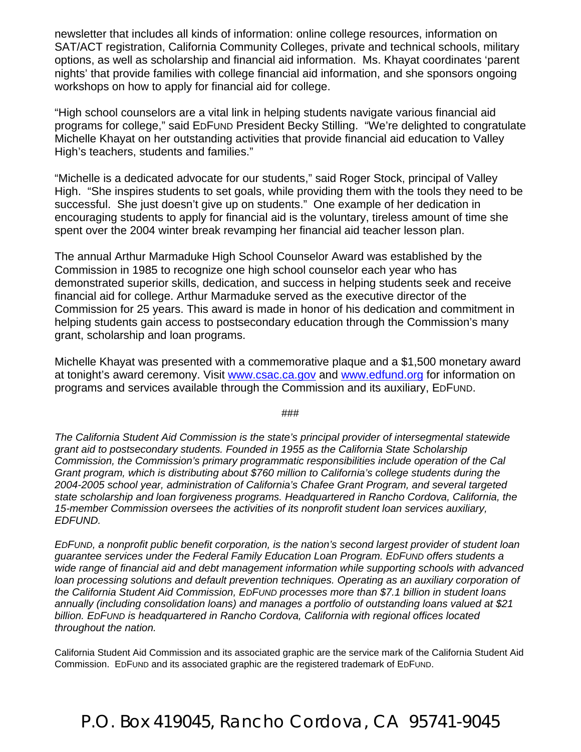newsletter that includes all kinds of information: online college resources, information on SAT/ACT registration, California Community Colleges, private and technical schools, military options, as well as scholarship and financial aid information. Ms. Khayat coordinates 'parent nights' that provide families with college financial aid information, and she sponsors ongoing workshops on how to apply for financial aid for college.

"High school counselors are a vital link in helping students navigate various financial aid programs for college," said EDFUND President Becky Stilling. "We're delighted to congratulate Michelle Khayat on her outstanding activities that provide financial aid education to Valley High's teachers, students and families."

"Michelle is a dedicated advocate for our students," said Roger Stock, principal of Valley High. "She inspires students to set goals, while providing them with the tools they need to be successful. She just doesn't give up on students." One example of her dedication in encouraging students to apply for financial aid is the voluntary, tireless amount of time she spent over the 2004 winter break revamping her financial aid teacher lesson plan.

The annual Arthur Marmaduke High School Counselor Award was established by the Commission in 1985 to recognize one high school counselor each year who has demonstrated superior skills, dedication, and success in helping students seek and receive financial aid for college. Arthur Marmaduke served as the executive director of the Commission for 25 years. This award is made in honor of his dedication and commitment in helping students gain access to postsecondary education through the Commission's many grant, scholarship and loan programs.

Michelle Khayat was presented with a commemorative plaque and a $1,500 monetary award at tonight's award ceremony. Visit www.csac.ca.gov and www.edfund.org for information on programs and services available through the Commission and its auxiliary, EDFUND.

###

*The California Student Aid Commission is the state's principal provider of intersegmental statewide grant aid to postsecondary students. Founded in 1955 as the California State Scholarship Commission, the Commission's primary programmatic responsibilities include operation of the Cal Grant program, which is distributing about $760 million to California's college students during the 2004-2005 school year, administration of California's Chafee Grant Program, and several targeted state scholarship and loan forgiveness programs. Headquartered in Rancho Cordova, California, the 15-member Commission oversees the activities of its nonprofit student loan services auxiliary, EDFUND.*

*EDFUND, a nonprofit public benefit corporation, is the nation's second largest provider of student loan guarantee services under the Federal Family Education Loan Program. EDFUND offers students a wide range of financial aid and debt management information while supporting schools with advanced loan processing solutions and default prevention techniques. Operating as an auxiliary corporation of the California Student Aid Commission, EDFUND processes more than $7.1 billion in student loans annually (including consolidation loans) and manages a portfolio of outstanding loans valued at $21 billion. EDFUND is headquartered in Rancho Cordova, California with regional offices located throughout the nation.*

California Student Aid Commission and its associated graphic are the service mark of the California Student Aid Commission. EDFUND and its associated graphic are the registered trademark of EDFUND.

P.O. Box 419045, Rancho Cordova, CA 95741-9045